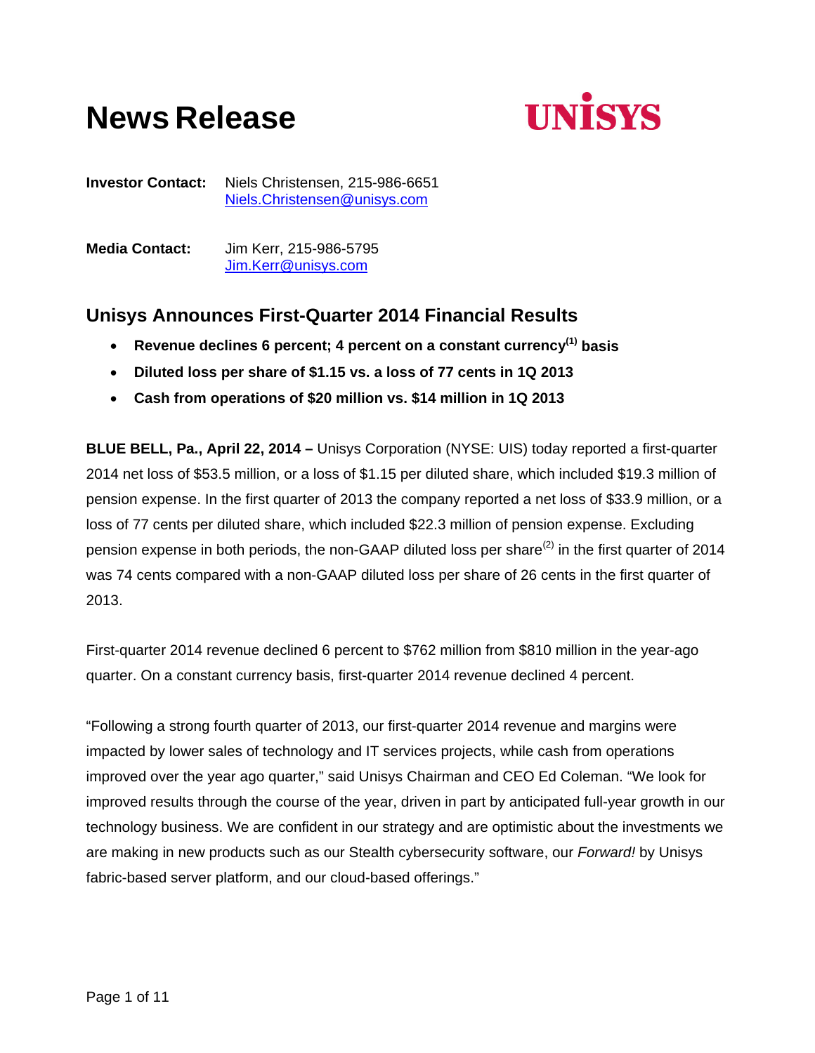# News Release

UNISYS

**Investor Contact:** Niels Christensen, 215-986-6651
Niels.Christensen@unisys.com

**Media Contact:** Jim Kerr, 215-986-5795
Jim.Kerr@unisys.com

## Unisys Announces First-Quarter 2014 Financial Results

- **Revenue declines 6 percent; 4 percent on a constant currency[(1)] basis**
- **Diluted loss per share of $1.15 vs. a loss of 77 cents in 1Q 2013**
- **Cash from operations of $20 million vs. $14 million in 1Q 2013**

**BLUE BELL, Pa., April 22, 2014 –** Unisys Corporation (NYSE: UIS) today reported a first-quarter 2014 net loss of $53.5 million, or a loss of $1.15 per diluted share, which included $19.3 million of pension expense. In the first quarter of 2013 the company reported a net loss of $33.9 million, or a loss of 77 cents per diluted share, which included $22.3 million of pension expense. Excluding pension expense in both periods, the non-GAAP diluted loss per share[(2)] in the first quarter of 2014 was 74 cents compared with a non-GAAP diluted loss per share of 26 cents in the first quarter of 2013.

First-quarter 2014 revenue declined 6 percent to $762 million from $810 million in the year-ago quarter. On a constant currency basis, first-quarter 2014 revenue declined 4 percent.

"Following a strong fourth quarter of 2013, our first-quarter 2014 revenue and margins were impacted by lower sales of technology and IT services projects, while cash from operations improved over the year ago quarter," said Unisys Chairman and CEO Ed Coleman. "We look for improved results through the course of the year, driven in part by anticipated full-year growth in our technology business. We are confident in our strategy and are optimistic about the investments we are making in new products such as our Stealth cybersecurity software, our *Forward!* by Unisys fabric-based server platform, and our cloud-based offerings."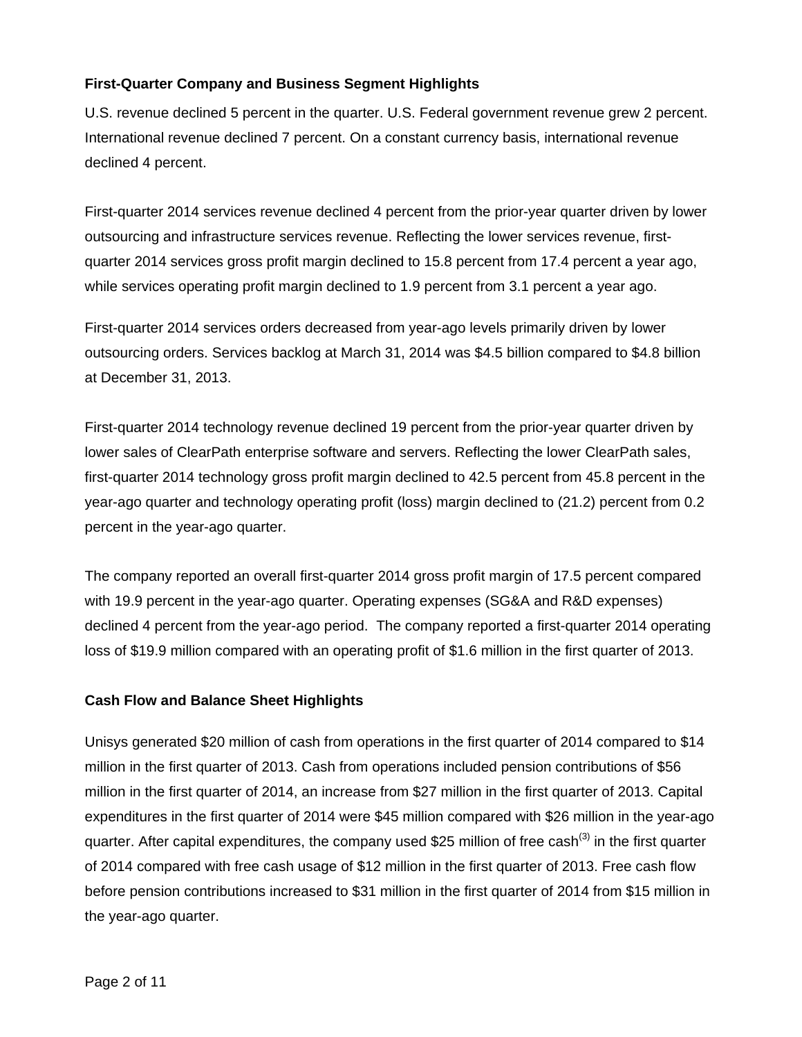**First-Quarter Company and Business Segment Highlights**

U.S. revenue declined 5 percent in the quarter. U.S. Federal government revenue grew 2 percent. International revenue declined 7 percent. On a constant currency basis, international revenue declined 4 percent.

First-quarter 2014 services revenue declined 4 percent from the prior-year quarter driven by lower outsourcing and infrastructure services revenue. Reflecting the lower services revenue, first-quarter 2014 services gross profit margin declined to 15.8 percent from 17.4 percent a year ago, while services operating profit margin declined to 1.9 percent from 3.1 percent a year ago.

First-quarter 2014 services orders decreased from year-ago levels primarily driven by lower outsourcing orders. Services backlog at March 31, 2014 was $4.5 billion compared to $4.8 billion at December 31, 2013.

First-quarter 2014 technology revenue declined 19 percent from the prior-year quarter driven by lower sales of ClearPath enterprise software and servers. Reflecting the lower ClearPath sales, first-quarter 2014 technology gross profit margin declined to 42.5 percent from 45.8 percent in the year-ago quarter and technology operating profit (loss) margin declined to (21.2) percent from 0.2 percent in the year-ago quarter.

The company reported an overall first-quarter 2014 gross profit margin of 17.5 percent compared with 19.9 percent in the year-ago quarter. Operating expenses (SG&A and R&D expenses) declined 4 percent from the year-ago period. The company reported a first-quarter 2014 operating loss of $19.9 million compared with an operating profit of $1.6 million in the first quarter of 2013.

**Cash Flow and Balance Sheet Highlights**

Unisys generated $20 million of cash from operations in the first quarter of 2014 compared to $14 million in the first quarter of 2013. Cash from operations included pension contributions of $56 million in the first quarter of 2014, an increase from $27 million in the first quarter of 2013. Capital expenditures in the first quarter of 2014 were $45 million compared with $26 million in the year-ago quarter. After capital expenditures, the company used $25 million of free cash[3] in the first quarter of 2014 compared with free cash usage of $12 million in the first quarter of 2013. Free cash flow before pension contributions increased to $31 million in the first quarter of 2014 from $15 million in the year-ago quarter.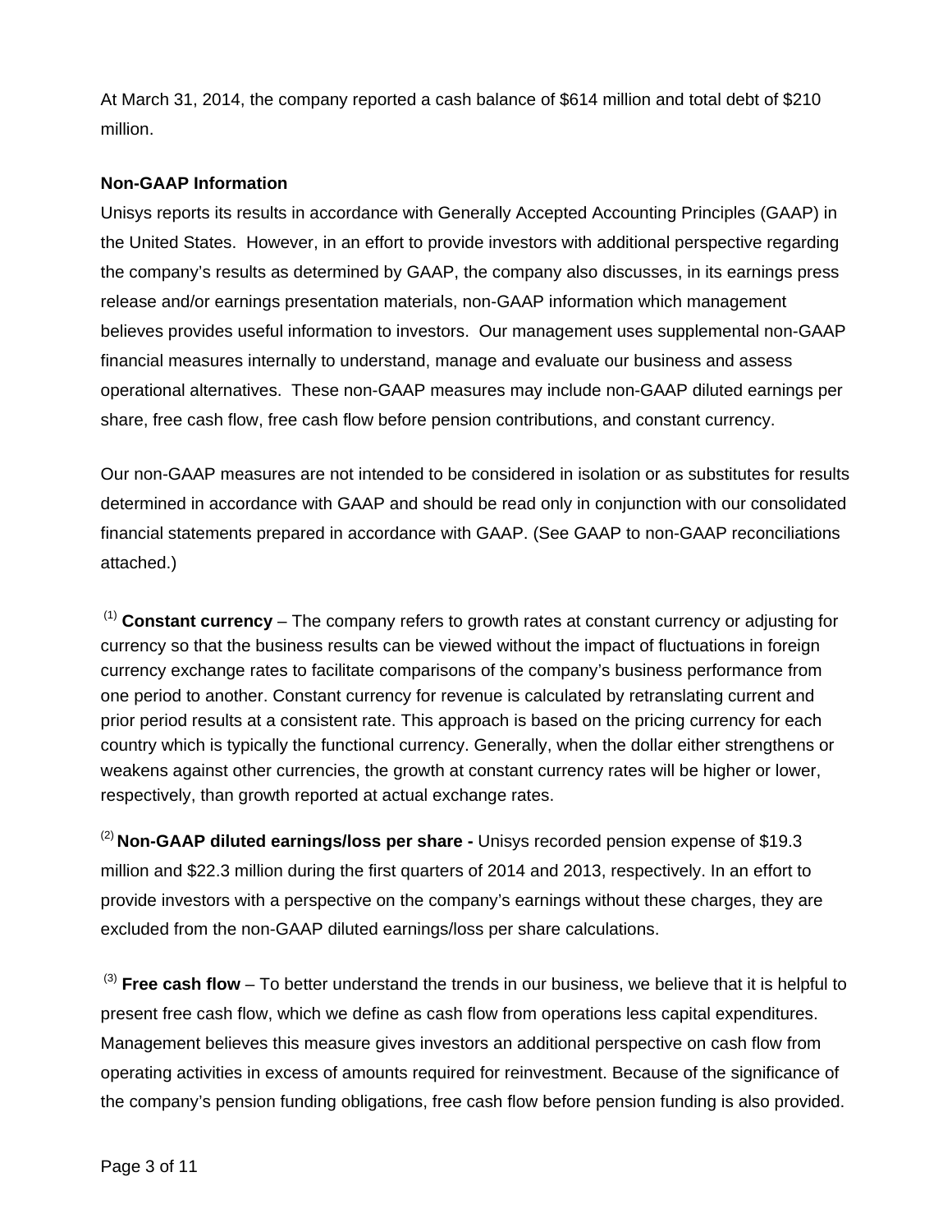At March 31, 2014, the company reported a cash balance of $614 million and total debt of $210 million.

**Non-GAAP Information**

Unisys reports its results in accordance with Generally Accepted Accounting Principles (GAAP) in the United States. However, in an effort to provide investors with additional perspective regarding the company's results as determined by GAAP, the company also discusses, in its earnings press release and/or earnings presentation materials, non-GAAP information which management believes provides useful information to investors. Our management uses supplemental non-GAAP financial measures internally to understand, manage and evaluate our business and assess operational alternatives. These non-GAAP measures may include non-GAAP diluted earnings per share, free cash flow, free cash flow before pension contributions, and constant currency.

Our non-GAAP measures are not intended to be considered in isolation or as substitutes for results determined in accordance with GAAP and should be read only in conjunction with our consolidated financial statements prepared in accordance with GAAP. (See GAAP to non-GAAP reconciliations attached.)

(1) **Constant currency** – The company refers to growth rates at constant currency or adjusting for currency so that the business results can be viewed without the impact of fluctuations in foreign currency exchange rates to facilitate comparisons of the company's business performance from one period to another. Constant currency for revenue is calculated by retranslating current and prior period results at a consistent rate. This approach is based on the pricing currency for each country which is typically the functional currency. Generally, when the dollar either strengthens or weakens against other currencies, the growth at constant currency rates will be higher or lower, respectively, than growth reported at actual exchange rates.

(2) **Non-GAAP diluted earnings/loss per share -** Unisys recorded pension expense of $19.3 million and $22.3 million during the first quarters of 2014 and 2013, respectively. In an effort to provide investors with a perspective on the company's earnings without these charges, they are excluded from the non-GAAP diluted earnings/loss per share calculations.

(3) **Free cash flow** – To better understand the trends in our business, we believe that it is helpful to present free cash flow, which we define as cash flow from operations less capital expenditures. Management believes this measure gives investors an additional perspective on cash flow from operating activities in excess of amounts required for reinvestment. Because of the significance of the company's pension funding obligations, free cash flow before pension funding is also provided.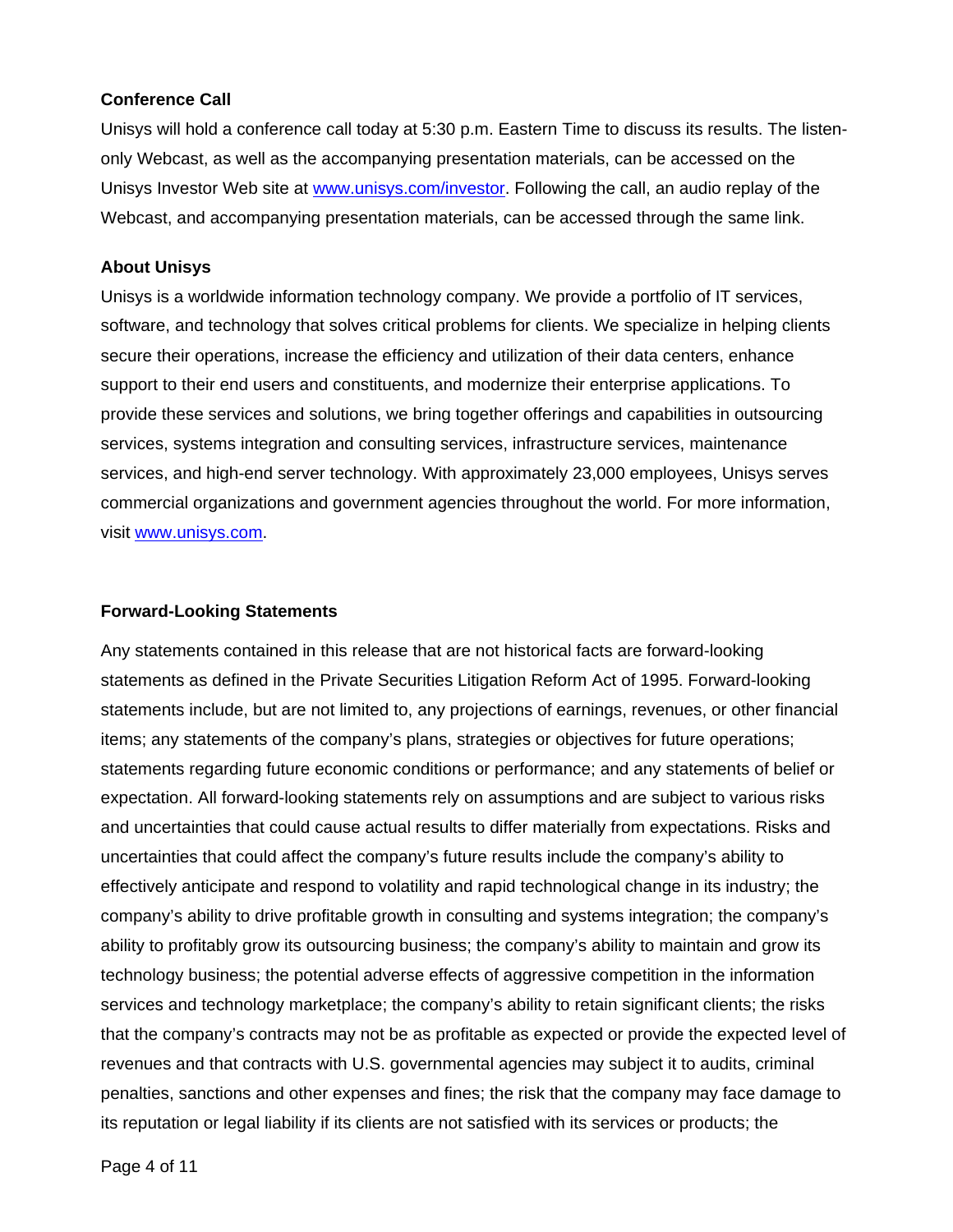**Conference Call**

Unisys will hold a conference call today at 5:30 p.m. Eastern Time to discuss its results. The listen-only Webcast, as well as the accompanying presentation materials, can be accessed on the Unisys Investor Web site at www.unisys.com/investor. Following the call, an audio replay of the Webcast, and accompanying presentation materials, can be accessed through the same link.

**About Unisys**

Unisys is a worldwide information technology company. We provide a portfolio of IT services, software, and technology that solves critical problems for clients. We specialize in helping clients secure their operations, increase the efficiency and utilization of their data centers, enhance support to their end users and constituents, and modernize their enterprise applications. To provide these services and solutions, we bring together offerings and capabilities in outsourcing services, systems integration and consulting services, infrastructure services, maintenance services, and high-end server technology. With approximately 23,000 employees, Unisys serves commercial organizations and government agencies throughout the world. For more information, visit www.unisys.com.

**Forward-Looking Statements**

Any statements contained in this release that are not historical facts are forward-looking statements as defined in the Private Securities Litigation Reform Act of 1995. Forward-looking statements include, but are not limited to, any projections of earnings, revenues, or other financial items; any statements of the company's plans, strategies or objectives for future operations; statements regarding future economic conditions or performance; and any statements of belief or expectation. All forward-looking statements rely on assumptions and are subject to various risks and uncertainties that could cause actual results to differ materially from expectations. Risks and uncertainties that could affect the company's future results include the company's ability to effectively anticipate and respond to volatility and rapid technological change in its industry; the company's ability to drive profitable growth in consulting and systems integration; the company's ability to profitably grow its outsourcing business; the company's ability to maintain and grow its technology business; the potential adverse effects of aggressive competition in the information services and technology marketplace; the company's ability to retain significant clients; the risks that the company's contracts may not be as profitable as expected or provide the expected level of revenues and that contracts with U.S. governmental agencies may subject it to audits, criminal penalties, sanctions and other expenses and fines; the risk that the company may face damage to its reputation or legal liability if its clients are not satisfied with its services or products; the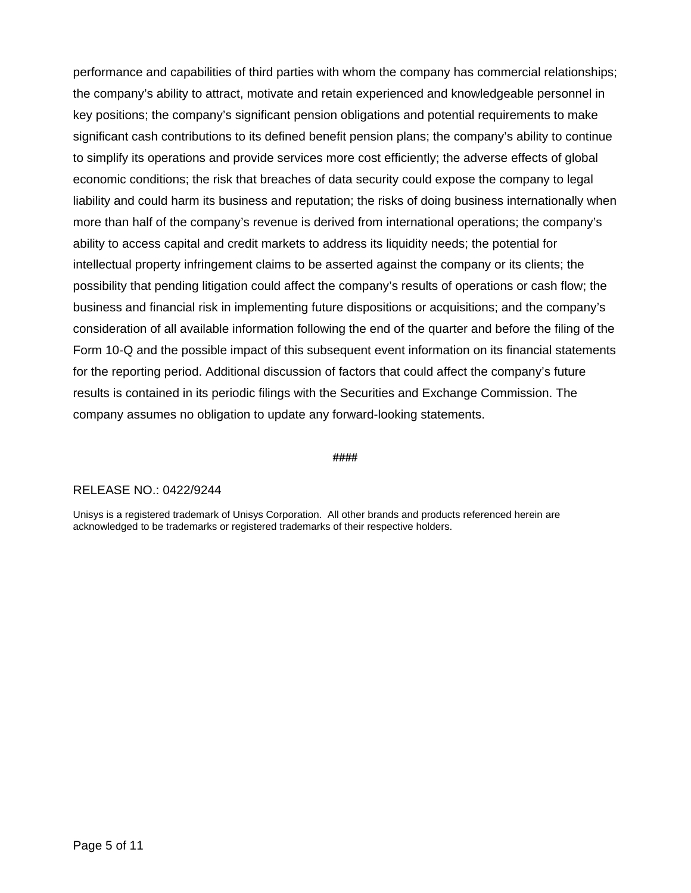performance and capabilities of third parties with whom the company has commercial relationships; the company's ability to attract, motivate and retain experienced and knowledgeable personnel in key positions; the company's significant pension obligations and potential requirements to make significant cash contributions to its defined benefit pension plans; the company's ability to continue to simplify its operations and provide services more cost efficiently; the adverse effects of global economic conditions; the risk that breaches of data security could expose the company to legal liability and could harm its business and reputation; the risks of doing business internationally when more than half of the company's revenue is derived from international operations; the company's ability to access capital and credit markets to address its liquidity needs; the potential for intellectual property infringement claims to be asserted against the company or its clients; the possibility that pending litigation could affect the company's results of operations or cash flow; the business and financial risk in implementing future dispositions or acquisitions; and the company's consideration of all available information following the end of the quarter and before the filing of the Form 10-Q and the possible impact of this subsequent event information on its financial statements for the reporting period. Additional discussion of factors that could affect the company's future results is contained in its periodic filings with the Securities and Exchange Commission. The company assumes no obligation to update any forward-looking statements.

####

RELEASE NO.: 0422/9244

Unisys is a registered trademark of Unisys Corporation. All other brands and products referenced herein are acknowledged to be trademarks or registered trademarks of their respective holders.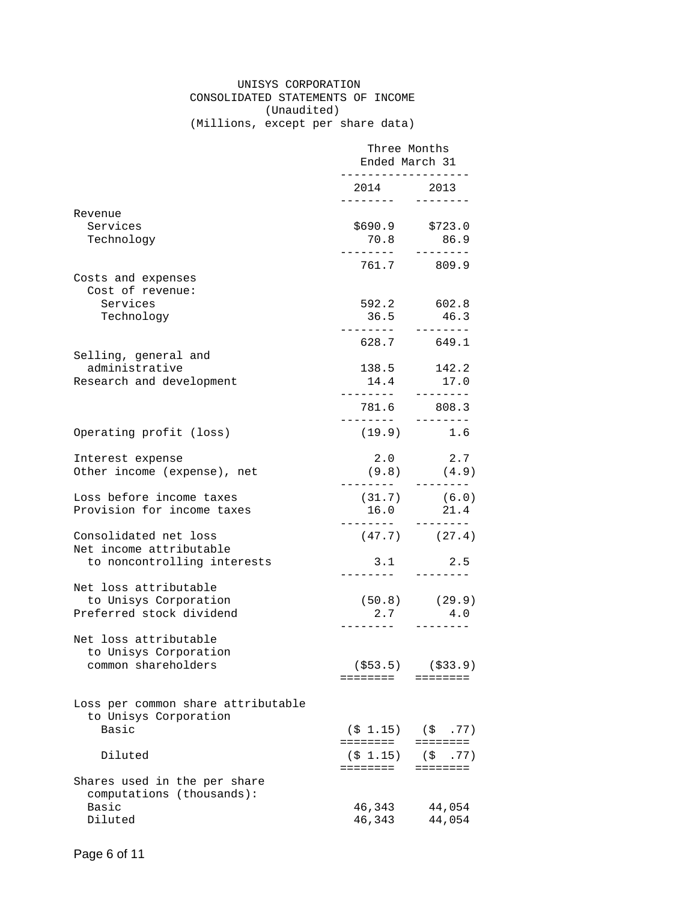# UNISYS CORPORATION

## CONSOLIDATED STATEMENTS OF INCOME

(Unaudited)

(Millions, except per share data)

| | Three Months Ended March 31 | |
|---|---|---|
| | 2014 | 2013 |
| Revenue | | |
| Services | $690.9 | $723.0 |
| Technology | 70.8 | 86.9 |
| | 761.7 | 809.9 |
| Costs and expenses | | |
| Cost of revenue: | | |
| Services | 592.2 | 602.8 |
| Technology | 36.5 | 46.3 |
| | 628.7 | 649.1 |
| Selling, general and administrative | 138.5 | 142.2 |
| Research and development | 14.4 | 17.0 |
| | 781.6 | 808.3 |
| Operating profit (loss) | (19.9) | 1.6 |
| Interest expense | 2.0 | 2.7 |
| Other income (expense), net | (9.8) | (4.9) |
| Loss before income taxes | (31.7) | (6.0) |
| Provision for income taxes | 16.0 | 21.4 |
| Consolidated net loss | (47.7) | (27.4) |
| Net income attributable to noncontrolling interests | 3.1 | 2.5 |
| Net loss attributable to Unisys Corporation | (50.8) | (29.9) |
| Preferred stock dividend | 2.7 | 4.0 |
| Net loss attributable to Unisys Corporation common shareholders | ($53.5) | ($33.9) |
| Loss per common share attributable to Unisys Corporation | | |
| Basic | ($ 1.15) | ($ .77) |
| Diluted | ($ 1.15) | ($ .77) |
| Shares used in the per share computations (thousands): | | |
| Basic | 46,343 | 44,054 |
| Diluted | 46,343 | 44,054 |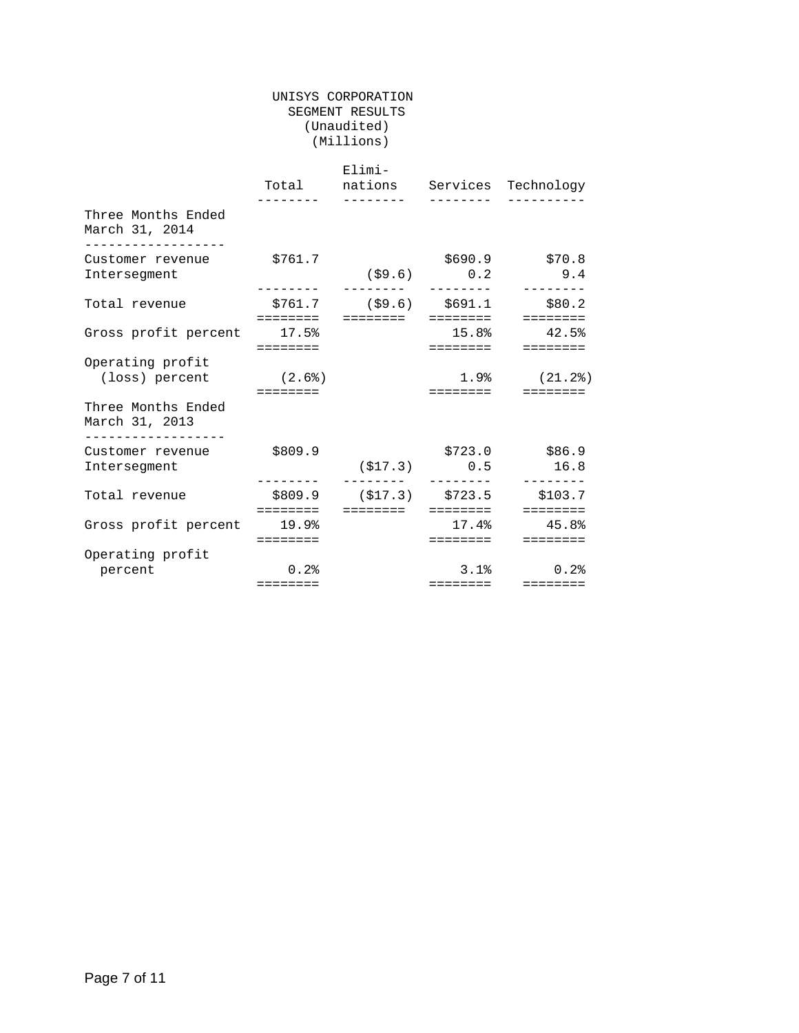UNISYS CORPORATION
SEGMENT RESULTS
(Unaudited)
(Millions)

| | Total | Eliminations | Services | Technology |
|---|---|---|---|---|
| **Three Months Ended March 31, 2014** | | | | |
| Customer revenue | $761.7 | | $690.9 | $70.8 |
| Intersegment | | ($9.6) | 0.2 | 9.4 |
| Total revenue | $761.7 | ($9.6) | $691.1 | $80.2 |
| Gross profit percent | 17.5% | | 15.8% | 42.5% |
| Operating profit (loss) percent | (2.6%) | | 1.9% | (21.2%) |
| **Three Months Ended March 31, 2013** | | | | |
| Customer revenue | $809.9 | | $723.0 | $86.9 |
| Intersegment | | ($17.3) | 0.5 | 16.8 |
| Total revenue | $809.9 | ($17.3) | $723.5 | $103.7 |
| Gross profit percent | 19.9% | | 17.4% | 45.8% |
| Operating profit percent | 0.2% | | 3.1% | 0.2% |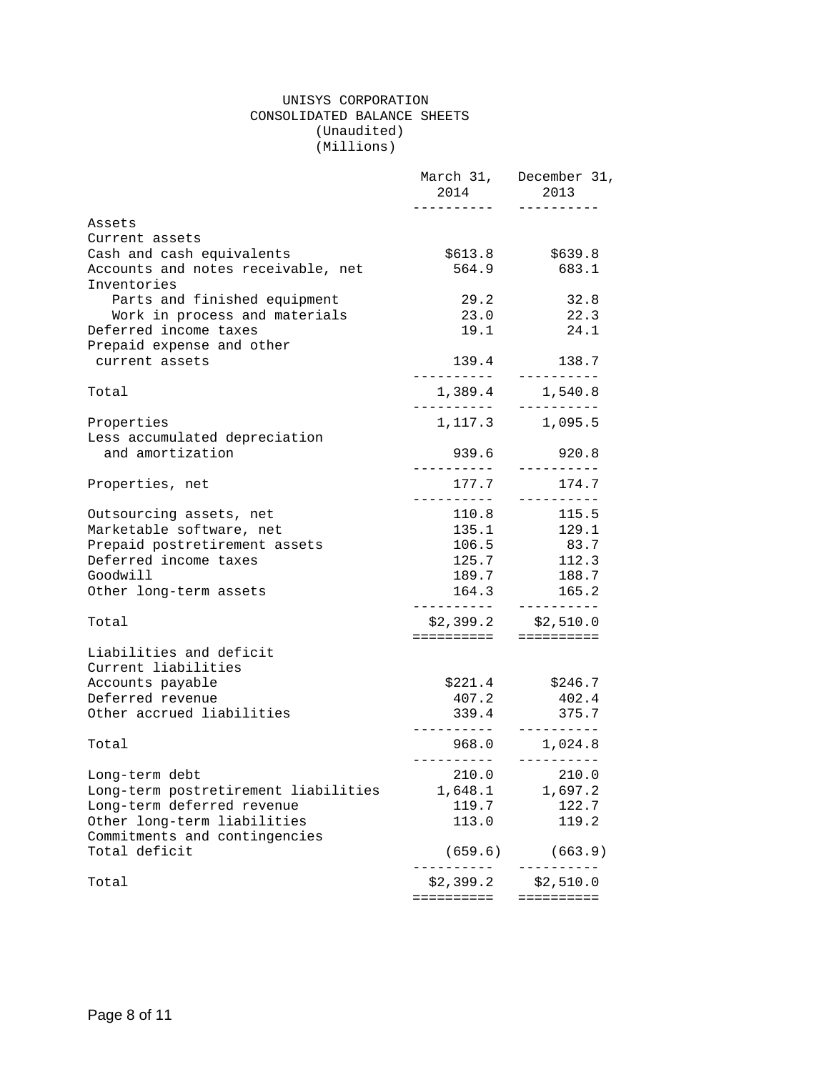# UNISYS CORPORATION

## CONSOLIDATED BALANCE SHEETS

(Unaudited)

(Millions)

| | March 31, 2014 | December 31, 2013 |
|---|---|---|
| **Assets** | | |
| Current assets | | |
| Cash and cash equivalents | $613.8 | $639.8 |
| Accounts and notes receivable, net | 564.9 | 683.1 |
| Inventories | | |
| Parts and finished equipment | 29.2 | 32.8 |
| Work in process and materials | 23.0 | 22.3 |
| Deferred income taxes | 19.1 | 24.1 |
| Prepaid expense and other current assets | 139.4 | 138.7 |
| Total | 1,389.4 | 1,540.8 |
| Properties | 1,117.3 | 1,095.5 |
| Less accumulated depreciation and amortization | 939.6 | 920.8 |
| Properties, net | 177.7 | 174.7 |
| Outsourcing assets, net | 110.8 | 115.5 |
| Marketable software, net | 135.1 | 129.1 |
| Prepaid postretirement assets | 106.5 | 83.7 |
| Deferred income taxes | 125.7 | 112.3 |
| Goodwill | 189.7 | 188.7 |
| Other long-term assets | 164.3 | 165.2 |
| Total | $2,399.2 | $2,510.0 |
| **Liabilities and deficit** | | |
| Current liabilities | | |
| Accounts payable | $221.4 | $246.7 |
| Deferred revenue | 407.2 | 402.4 |
| Other accrued liabilities | 339.4 | 375.7 |
| Total | 968.0 | 1,024.8 |
| Long-term debt | 210.0 | 210.0 |
| Long-term postretirement liabilities | 1,648.1 | 1,697.2 |
| Long-term deferred revenue | 119.7 | 122.7 |
| Other long-term liabilities | 113.0 | 119.2 |
| Commitments and contingencies | | |
| Total deficit | (659.6) | (663.9) |
| Total | $2,399.2 | $2,510.0 |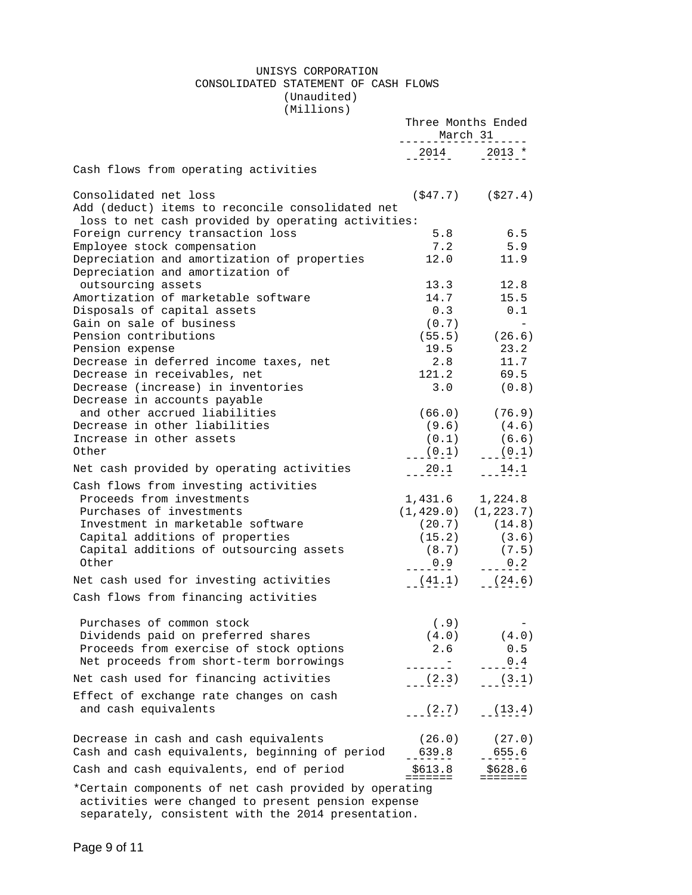# UNISYS CORPORATION
## CONSOLIDATED STATEMENT OF CASH FLOWS
(Unaudited)
(Millions)

| | Three Months Ended March 31 | |
|---|---|---|
| | 2014 | 2013 * |
| **Cash flows from operating activities** | | |
| Consolidated net loss | ($47.7) | ($27.4) |
| Add (deduct) items to reconcile consolidated net loss to net cash provided by operating activities: | | |
| Foreign currency transaction loss | 5.8 | 6.5 |
| Employee stock compensation | 7.2 | 5.9 |
| Depreciation and amortization of properties | 12.0 | 11.9 |
| Depreciation and amortization of outsourcing assets | 13.3 | 12.8 |
| Amortization of marketable software | 14.7 | 15.5 |
| Disposals of capital assets | 0.3 | 0.1 |
| Gain on sale of business | (0.7) | - |
| Pension contributions | (55.5) | (26.6) |
| Pension expense | 19.5 | 23.2 |
| Decrease in deferred income taxes, net | 2.8 | 11.7 |
| Decrease in receivables, net | 121.2 | 69.5 |
| Decrease (increase) in inventories | 3.0 | (0.8) |
| Decrease in accounts payable and other accrued liabilities | (66.0) | (76.9) |
| Decrease in other liabilities | (9.6) | (4.6) |
| Increase in other assets | (0.1) | (6.6) |
| Other | (0.1) | (0.1) |
| Net cash provided by operating activities | 20.1 | 14.1 |
| **Cash flows from investing activities** | | |
| Proceeds from investments | 1,431.6 | 1,224.8 |
| Purchases of investments | (1,429.0) | (1,223.7) |
| Investment in marketable software | (20.7) | (14.8) |
| Capital additions of properties | (15.2) | (3.6) |
| Capital additions of outsourcing assets | (8.7) | (7.5) |
| Other | 0.9 | 0.2 |
| Net cash used for investing activities | (41.1) | (24.6) |
| **Cash flows from financing activities** | | |
| Purchases of common stock | (.9) | - |
| Dividends paid on preferred shares | (4.0) | (4.0) |
| Proceeds from exercise of stock options | 2.6 | 0.5 |
| Net proceeds from short-term borrowings | - | 0.4 |
| Net cash used for financing activities | (2.3) | (3.1) |
| Effect of exchange rate changes on cash and cash equivalents | (2.7) | (13.4) |
| Decrease in cash and cash equivalents | (26.0) | (27.0) |
| Cash and cash equivalents, beginning of period | 639.8 | 655.6 |
| Cash and cash equivalents, end of period | $613.8 | $628.6 |

*Certain components of net cash provided by operating activities were changed to present pension expense separately, consistent with the 2014 presentation.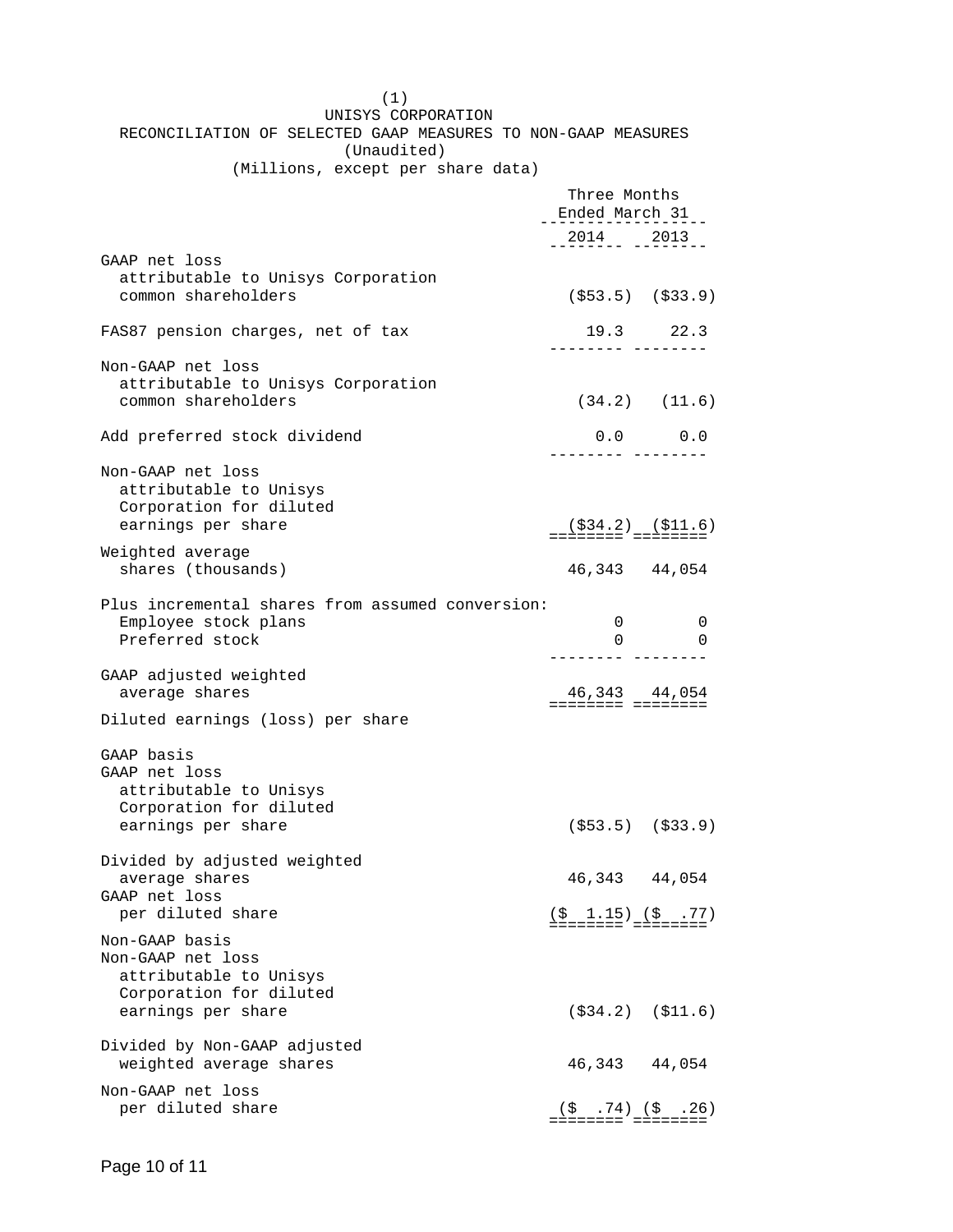(1)

UNISYS CORPORATION

RECONCILIATION OF SELECTED GAAP MEASURES TO NON-GAAP MEASURES

(Unaudited)

(Millions, except per share data)

| | Three Months Ended March 31 | |
|---|---|---|
| | 2014 | 2013 |
| GAAP net loss attributable to Unisys Corporation common shareholders | ($53.5) | ($33.9) |
| FAS87 pension charges, net of tax | 19.3 | 22.3 |
| Non-GAAP net loss attributable to Unisys Corporation common shareholders | (34.2) | (11.6) |
| Add preferred stock dividend | 0.0 | 0.0 |
| Non-GAAP net loss attributable to Unisys Corporation for diluted earnings per share | ($34.2) | ($11.6) |
| Weighted average shares (thousands) | 46,343 | 44,054 |
| Plus incremental shares from assumed conversion: | | |
| Employee stock plans | 0 | 0 |
| Preferred stock | 0 | 0 |
| GAAP adjusted weighted average shares | 46,343 | 44,054 |
| Diluted earnings (loss) per share | | |
| GAAP basis | | |
| GAAP net loss attributable to Unisys Corporation for diluted earnings per share | ($53.5) | ($33.9) |
| Divided by adjusted weighted average shares | 46,343 | 44,054 |
| GAAP net loss per diluted share | ($ 1.15) | ($ .77) |
| Non-GAAP basis | | |
| Non-GAAP net loss attributable to Unisys Corporation for diluted earnings per share | ($34.2) | ($11.6) |
| Divided by Non-GAAP adjusted weighted average shares | 46,343 | 44,054 |
| Non-GAAP net loss per diluted share | ($ .74) | ($ .26) |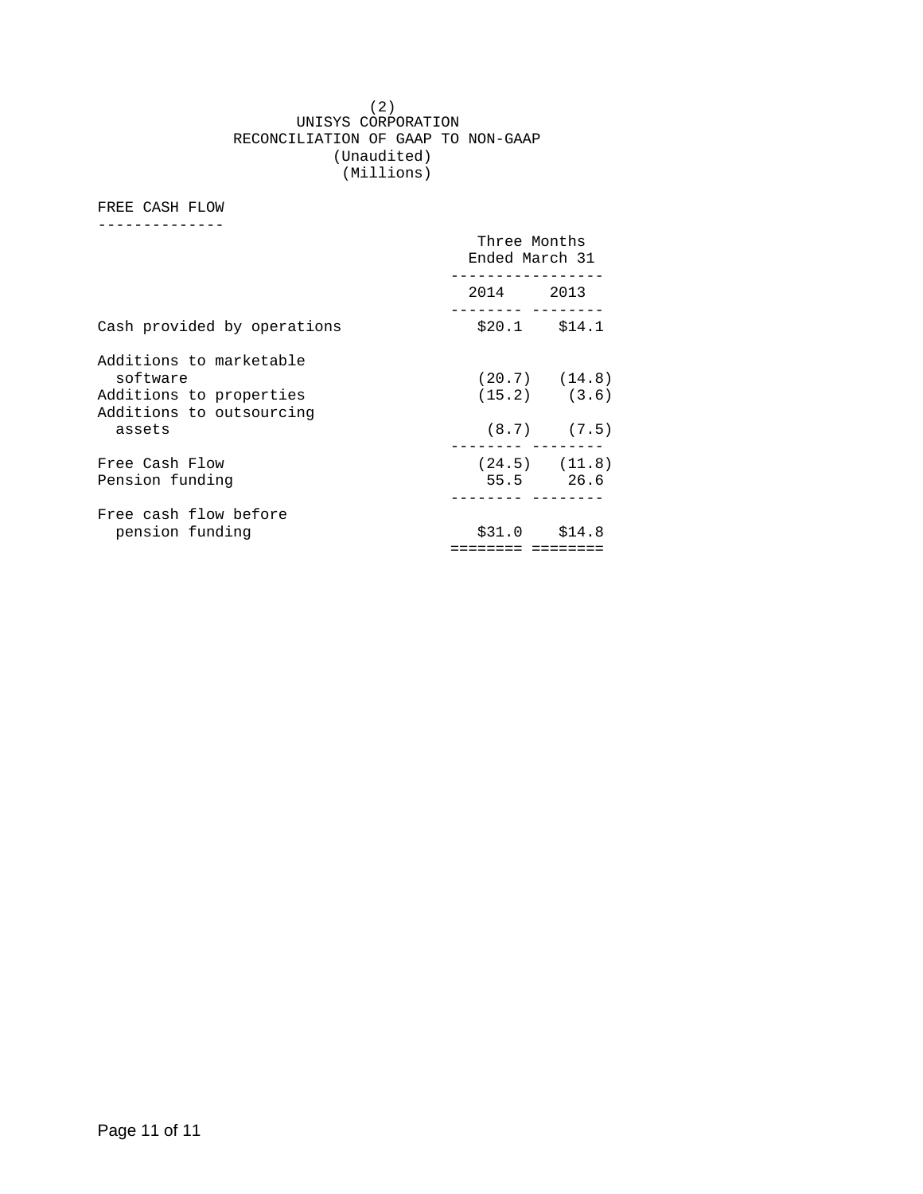(2)

# UNISYS CORPORATION

## RECONCILIATION OF GAAP TO NON-GAAP

(Unaudited)

(Millions)

### FREE CASH FLOW

| | Three Months Ended March 31 | |
|---|---|---|
| | 2014 | 2013 |
| Cash provided by operations | $20.1 | $14.1 |
| Additions to marketable software | (20.7) | (14.8) |
| Additions to properties | (15.2) | (3.6) |
| Additions to outsourcing assets | (8.7) | (7.5) |
| Free Cash Flow | (24.5) | (11.8) |
| Pension funding | 55.5 | 26.6 |
| Free cash flow before pension funding | $31.0 | $14.8 |